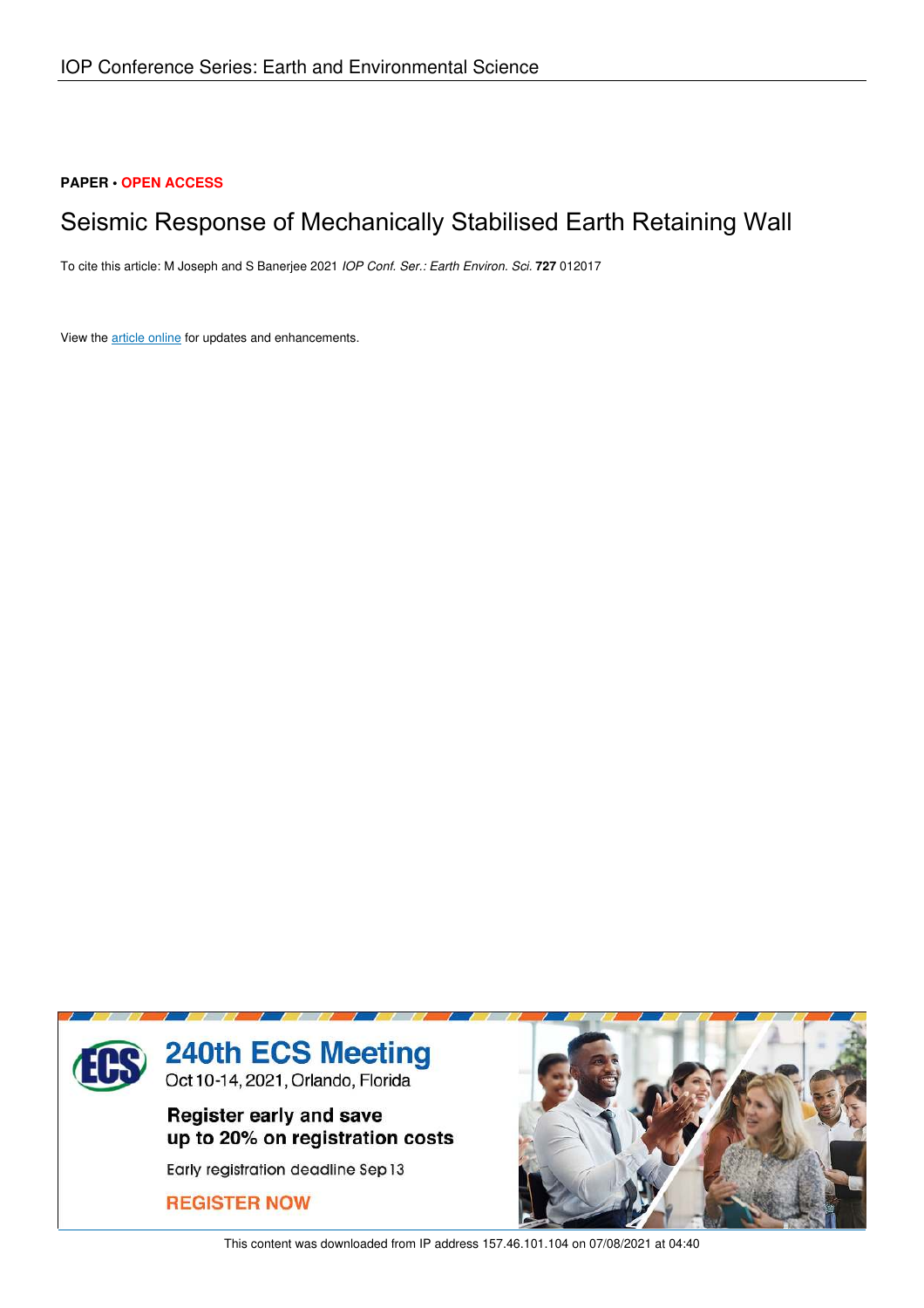IOP Conference Series: Earth and Environmental Science

**PAPER** • **OPEN ACCESS**

# Seismic Response of Mechanically Stabilised Earth Retaining Wall

To cite this article: M Joseph and S Banerjee 2021 *IOP Conf. Ser.: Earth Environ. Sci.* **727** 012017

View the article online for updates and enhancements.

This content was downloaded from IP address 157.46.101.104 on 07/08/2021 at 04:40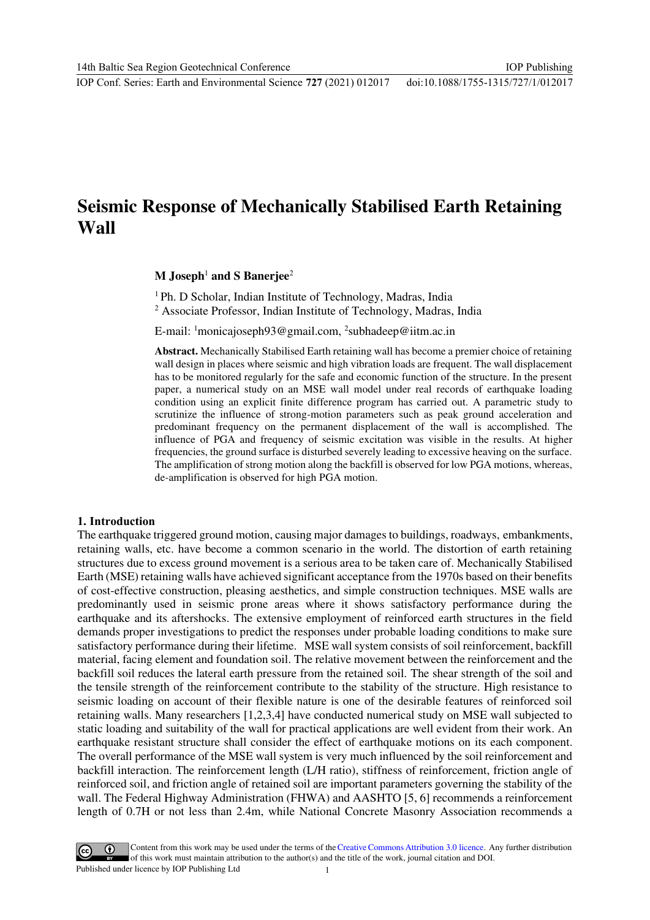# Seismic Response of Mechanically Stabilised Earth Retaining Wall

**M Joseph**[1] **and S Banerjee**[2]

[1] Ph. D Scholar, Indian Institute of Technology, Madras, India
[2] Associate Professor, Indian Institute of Technology, Madras, India

E-mail: [1]monicajoseph93@gmail.com, [2]subhadeep@iitm.ac.in

**Abstract.** Mechanically Stabilised Earth retaining wall has become a premier choice of retaining wall design in places where seismic and high vibration loads are frequent. The wall displacement has to be monitored regularly for the safe and economic function of the structure. In the present paper, a numerical study on an MSE wall model under real records of earthquake loading condition using an explicit finite difference program has carried out. A parametric study to scrutinize the influence of strong-motion parameters such as peak ground acceleration and predominant frequency on the permanent displacement of the wall is accomplished. The influence of PGA and frequency of seismic excitation was visible in the results. At higher frequencies, the ground surface is disturbed severely leading to excessive heaving on the surface. The amplification of strong motion along the backfill is observed for low PGA motions, whereas, de-amplification is observed for high PGA motion.

## 1. Introduction

The earthquake triggered ground motion, causing major damages to buildings, roadways, embankments, retaining walls, etc. have become a common scenario in the world. The distortion of earth retaining structures due to excess ground movement is a serious area to be taken care of. Mechanically Stabilised Earth (MSE) retaining walls have achieved significant acceptance from the 1970s based on their benefits of cost-effective construction, pleasing aesthetics, and simple construction techniques. MSE walls are predominantly used in seismic prone areas where it shows satisfactory performance during the earthquake and its aftershocks. The extensive employment of reinforced earth structures in the field demands proper investigations to predict the responses under probable loading conditions to make sure satisfactory performance during their lifetime. MSE wall system consists of soil reinforcement, backfill material, facing element and foundation soil. The relative movement between the reinforcement and the backfill soil reduces the lateral earth pressure from the retained soil. The shear strength of the soil and the tensile strength of the reinforcement contribute to the stability of the structure. High resistance to seismic loading on account of their flexible nature is one of the desirable features of reinforced soil retaining walls. Many researchers [1,2,3,4] have conducted numerical study on MSE wall subjected to static loading and suitability of the wall for practical applications are well evident from their work. An earthquake resistant structure shall consider the effect of earthquake motions on its each component. The overall performance of the MSE wall system is very much influenced by the soil reinforcement and backfill interaction. The reinforcement length (L/H ratio), stiffness of reinforcement, friction angle of reinforced soil, and friction angle of retained soil are important parameters governing the stability of the wall. The Federal Highway Administration (FHWA) and AASHTO [5, 6] recommends a reinforcement length of 0.7H or not less than 2.4m, while National Concrete Masonry Association recommends a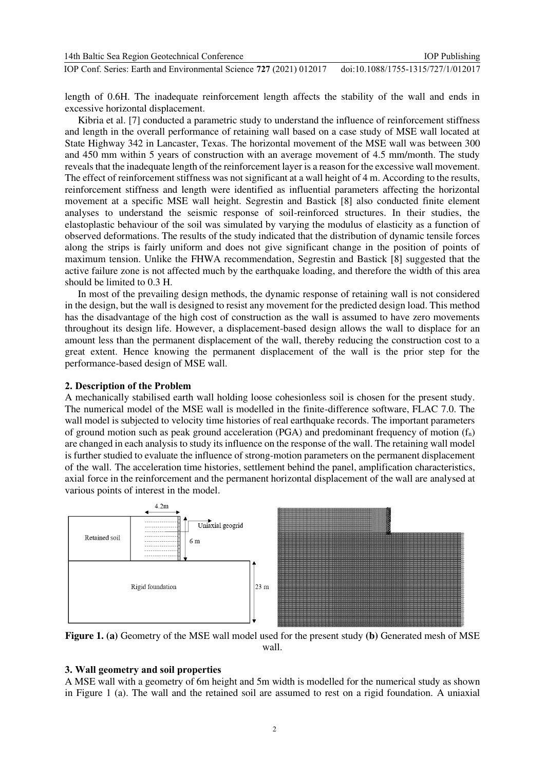length of 0.6H. The inadequate reinforcement length affects the stability of the wall and ends in excessive horizontal displacement.

Kibria et al. [7] conducted a parametric study to understand the influence of reinforcement stiffness and length in the overall performance of retaining wall based on a case study of MSE wall located at State Highway 342 in Lancaster, Texas. The horizontal movement of the MSE wall was between 300 and 450 mm within 5 years of construction with an average movement of 4.5 mm/month. The study reveals that the inadequate length of the reinforcement layer is a reason for the excessive wall movement. The effect of reinforcement stiffness was not significant at a wall height of 4 m. According to the results, reinforcement stiffness and length were identified as influential parameters affecting the horizontal movement at a specific MSE wall height. Segrestin and Bastick [8] also conducted finite element analyses to understand the seismic response of soil-reinforced structures. In their studies, the elastoplastic behaviour of the soil was simulated by varying the modulus of elasticity as a function of observed deformations. The results of the study indicated that the distribution of dynamic tensile forces along the strips is fairly uniform and does not give significant change in the position of points of maximum tension. Unlike the FHWA recommendation, Segrestin and Bastick [8] suggested that the active failure zone is not affected much by the earthquake loading, and therefore the width of this area should be limited to 0.3 H.

In most of the prevailing design methods, the dynamic response of retaining wall is not considered in the design, but the wall is designed to resist any movement for the predicted design load. This method has the disadvantage of the high cost of construction as the wall is assumed to have zero movements throughout its design life. However, a displacement-based design allows the wall to displace for an amount less than the permanent displacement of the wall, thereby reducing the construction cost to a great extent. Hence knowing the permanent displacement of the wall is the prior step for the performance-based design of MSE wall.

## 2. Description of the Problem

A mechanically stabilised earth wall holding loose cohesionless soil is chosen for the present study. The numerical model of the MSE wall is modelled in the finite-difference software, FLAC 7.0. The wall model is subjected to velocity time histories of real earthquake records. The important parameters of ground motion such as peak ground acceleration (PGA) and predominant frequency of motion ($f_n$) are changed in each analysis to study its influence on the response of the wall. The retaining wall model is further studied to evaluate the influence of strong-motion parameters on the permanent displacement of the wall. The acceleration time histories, settlement behind the panel, amplification characteristics, axial force in the reinforcement and the permanent horizontal displacement of the wall are analysed at various points of interest in the model.

**Figure 1. (a)** Geometry of the MSE wall model used for the present study **(b)** Generated mesh of MSE wall.

## 3. Wall geometry and soil properties

A MSE wall with a geometry of 6m height and 5m width is modelled for the numerical study as shown in Figure 1 (a). The wall and the retained soil are assumed to rest on a rigid foundation. A uniaxial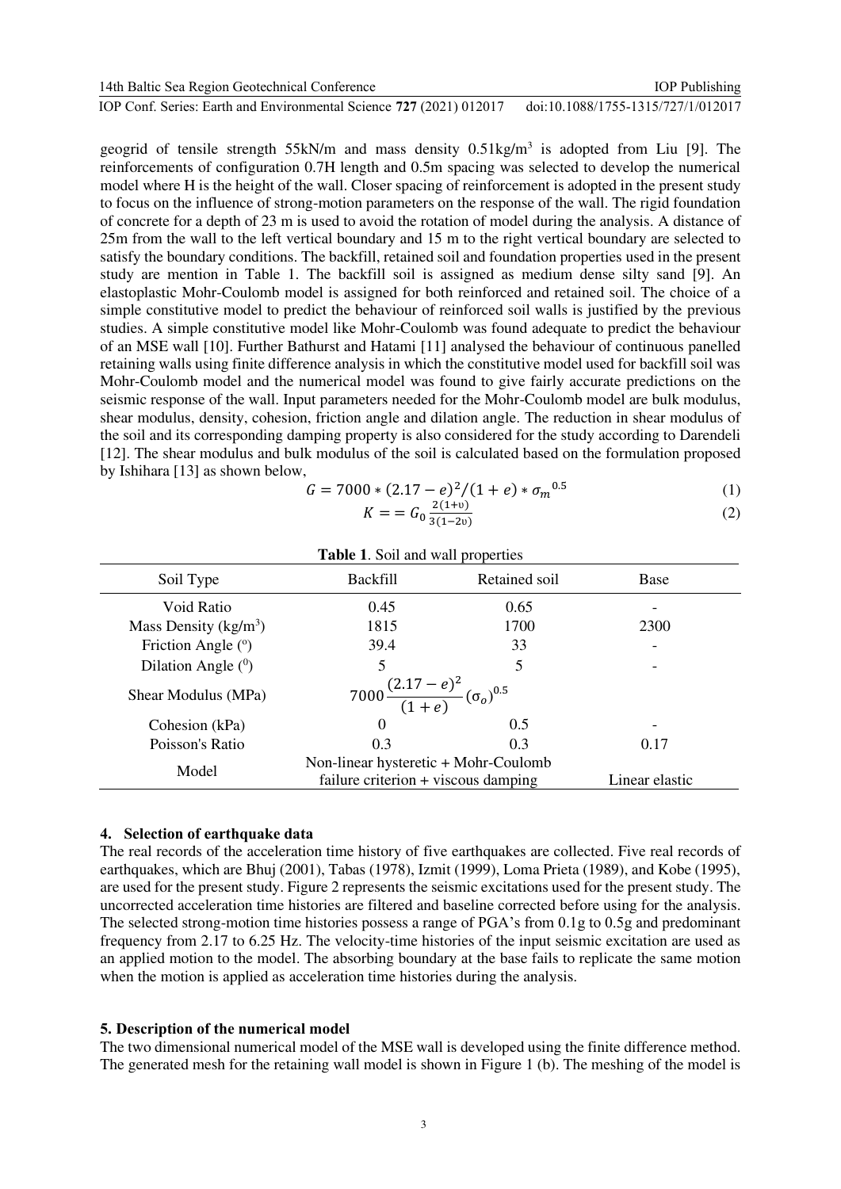geogrid of tensile strength 55kN/m and mass density 0.51kg/m$^3$ is adopted from Liu [9]. The reinforcements of configuration 0.7H length and 0.5m spacing was selected to develop the numerical model where H is the height of the wall. Closer spacing of reinforcement is adopted in the present study to focus on the influence of strong-motion parameters on the response of the wall. The rigid foundation of concrete for a depth of 23 m is used to avoid the rotation of model during the analysis. A distance of 25m from the wall to the left vertical boundary and 15 m to the right vertical boundary are selected to satisfy the boundary conditions. The backfill, retained soil and foundation properties used in the present study are mention in Table 1. The backfill soil is assigned as medium dense silty sand [9]. An elastoplastic Mohr-Coulomb model is assigned for both reinforced and retained soil. The choice of a simple constitutive model to predict the behaviour of reinforced soil walls is justified by the previous studies. A simple constitutive model like Mohr-Coulomb was found adequate to predict the behaviour of an MSE wall [10]. Further Bathurst and Hatami [11] analysed the behaviour of continuous panelled retaining walls using finite difference analysis in which the constitutive model used for backfill soil was Mohr-Coulomb model and the numerical model was found to give fairly accurate predictions on the seismic response of the wall. Input parameters needed for the Mohr-Coulomb model are bulk modulus, shear modulus, density, cohesion, friction angle and dilation angle. The reduction in shear modulus of the soil and its corresponding damping property is also considered for the study according to Darendeli [12]. The shear modulus and bulk modulus of the soil is calculated based on the formulation proposed by Ishihara [13] as shown below,

$$G = 7000 * (2.17 - e)^2/(1 + e) * {\sigma_m}^{0.5} \tag{1}$$

$$K == G_0 \frac{2(1+\upsilon)}{3(1-2\upsilon)} \tag{2}$$

**Table 1**. Soil and wall properties

| Soil Type | Backfill | Retained soil | Base |
|---|---|---|---|
| Void Ratio | 0.45 | 0.65 | - |
| Mass Density (kg/m$^3$) | 1815 | 1700 | 2300 |
| Friction Angle (°) | 39.4 | 33 | - |
| Dilation Angle (°) | 5 | 5 | - |
| Shear Modulus (MPa) | $7000\frac{(2.17-e)^2}{(1+e)}(\sigma_o)^{0.5}$ | | |
| Cohesion (kPa) | 0 | 0.5 | - |
| Poisson's Ratio | 0.3 | 0.3 | 0.17 |
| Model | Non-linear hysteretic + Mohr-Coulomb failure criterion + viscous damping | | Linear elastic |

## 4. Selection of earthquake data

The real records of the acceleration time history of five earthquakes are collected. Five real records of earthquakes, which are Bhuj (2001), Tabas (1978), Izmit (1999), Loma Prieta (1989), and Kobe (1995), are used for the present study. Figure 2 represents the seismic excitations used for the present study. The uncorrected acceleration time histories are filtered and baseline corrected before using for the analysis. The selected strong-motion time histories possess a range of PGA's from 0.1g to 0.5g and predominant frequency from 2.17 to 6.25 Hz. The velocity-time histories of the input seismic excitation are used as an applied motion to the model. The absorbing boundary at the base fails to replicate the same motion when the motion is applied as acceleration time histories during the analysis.

## 5. Description of the numerical model

The two dimensional numerical model of the MSE wall is developed using the finite difference method. The generated mesh for the retaining wall model is shown in Figure 1 (b). The meshing of the model is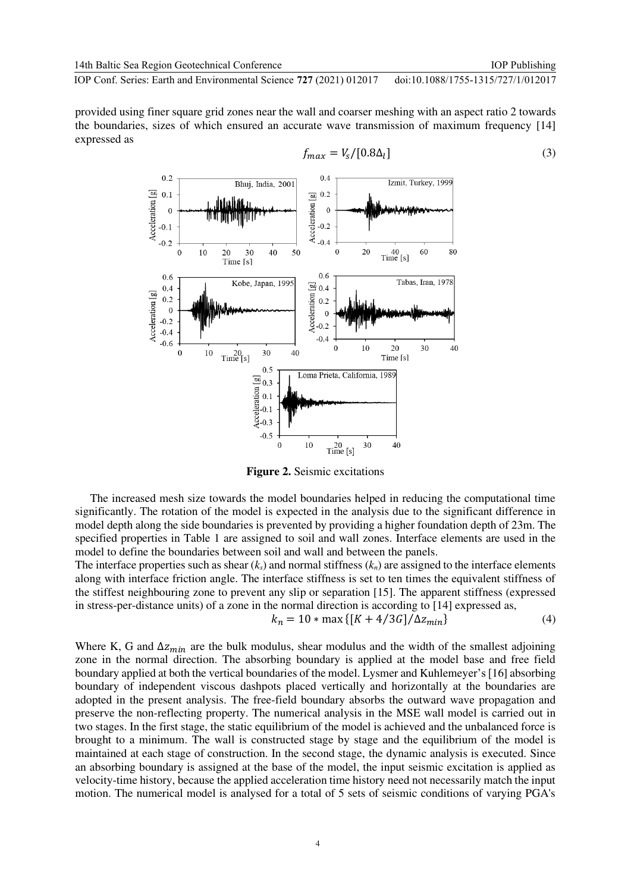provided using finer square grid zones near the wall and coarser meshing with an aspect ratio 2 towards the boundaries, sizes of which ensured an accurate wave transmission of maximum frequency [14] expressed as

$$f_{max} = V_s/[0.8\Delta_l] \tag{3}$$

**Figure 2.** Seismic excitations

The increased mesh size towards the model boundaries helped in reducing the computational time significantly. The rotation of the model is expected in the analysis due to the significant difference in model depth along the side boundaries is prevented by providing a higher foundation depth of 23m. The specified properties in Table 1 are assigned to soil and wall zones. Interface elements are used in the model to define the boundaries between soil and wall and between the panels.

The interface properties such as shear ($k_s$) and normal stiffness ($k_n$) are assigned to the interface elements along with interface friction angle. The interface stiffness is set to ten times the equivalent stiffness of the stiffest neighbouring zone to prevent any slip or separation [15]. The apparent stiffness (expressed in stress-per-distance units) of a zone in the normal direction is according to [14] expressed as,

$$k_n = 10 * \max\{[K + 4/3G]/\Delta z_{min}\} \tag{4}$$

Where K, G and $\Delta z_{min}$ are the bulk modulus, shear modulus and the width of the smallest adjoining zone in the normal direction. The absorbing boundary is applied at the model base and free field boundary applied at both the vertical boundaries of the model. Lysmer and Kuhlemeyer's [16] absorbing boundary of independent viscous dashpots placed vertically and horizontally at the boundaries are adopted in the present analysis. The free-field boundary absorbs the outward wave propagation and preserve the non-reflecting property. The numerical analysis in the MSE wall model is carried out in two stages. In the first stage, the static equilibrium of the model is achieved and the unbalanced force is brought to a minimum. The wall is constructed stage by stage and the equilibrium of the model is maintained at each stage of construction. In the second stage, the dynamic analysis is executed. Since an absorbing boundary is assigned at the base of the model, the input seismic excitation is applied as velocity-time history, because the applied acceleration time history need not necessarily match the input motion. The numerical model is analysed for a total of 5 sets of seismic conditions of varying PGA's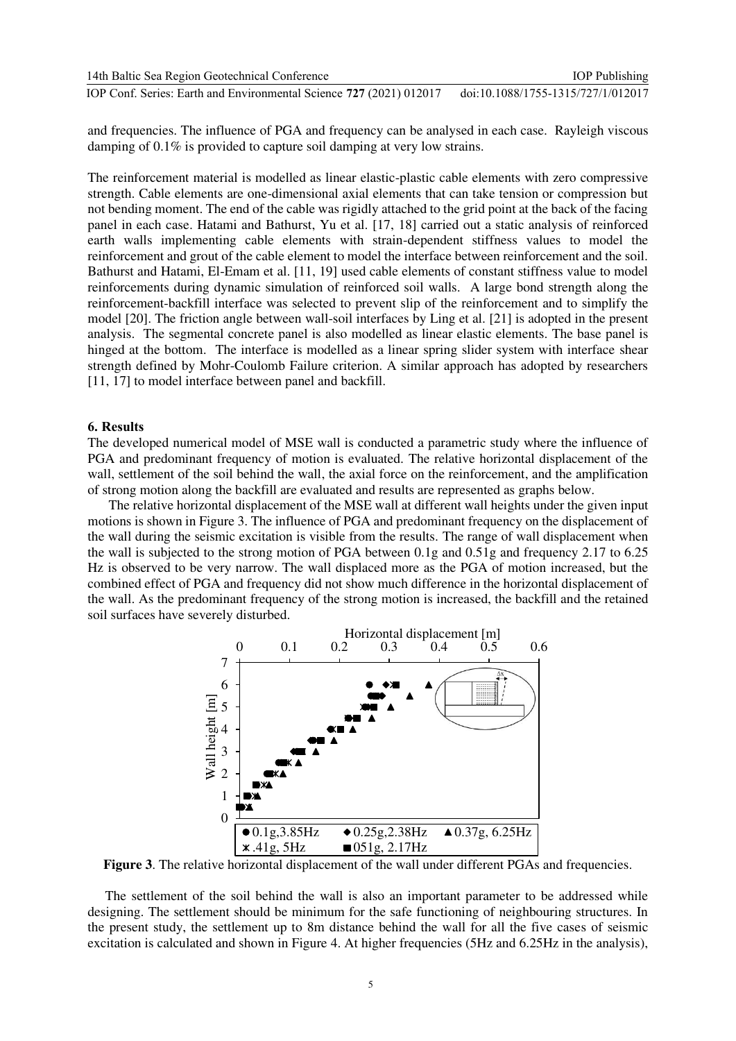and frequencies. The influence of PGA and frequency can be analysed in each case. Rayleigh viscous damping of 0.1% is provided to capture soil damping at very low strains.

The reinforcement material is modelled as linear elastic-plastic cable elements with zero compressive strength. Cable elements are one-dimensional axial elements that can take tension or compression but not bending moment. The end of the cable was rigidly attached to the grid point at the back of the facing panel in each case. Hatami and Bathurst, Yu et al. [17, 18] carried out a static analysis of reinforced earth walls implementing cable elements with strain-dependent stiffness values to model the reinforcement and grout of the cable element to model the interface between reinforcement and the soil. Bathurst and Hatami, El-Emam et al. [11, 19] used cable elements of constant stiffness value to model reinforcements during dynamic simulation of reinforced soil walls. A large bond strength along the reinforcement-backfill interface was selected to prevent slip of the reinforcement and to simplify the model [20]. The friction angle between wall-soil interfaces by Ling et al. [21] is adopted in the present analysis. The segmental concrete panel is also modelled as linear elastic elements. The base panel is hinged at the bottom. The interface is modelled as a linear spring slider system with interface shear strength defined by Mohr-Coulomb Failure criterion. A similar approach has adopted by researchers [11, 17] to model interface between panel and backfill.

## 6. Results

The developed numerical model of MSE wall is conducted a parametric study where the influence of PGA and predominant frequency of motion is evaluated. The relative horizontal displacement of the wall, settlement of the soil behind the wall, the axial force on the reinforcement, and the amplification of strong motion along the backfill are evaluated and results are represented as graphs below.

The relative horizontal displacement of the MSE wall at different wall heights under the given input motions is shown in Figure 3. The influence of PGA and predominant frequency on the displacement of the wall during the seismic excitation is visible from the results. The range of wall displacement when the wall is subjected to the strong motion of PGA between 0.1g and 0.51g and frequency 2.17 to 6.25 Hz is observed to be very narrow. The wall displaced more as the PGA of motion increased, but the combined effect of PGA and frequency did not show much difference in the horizontal displacement of the wall. As the predominant frequency of the strong motion is increased, the backfill and the retained soil surfaces have severely disturbed.

**Figure 3**. The relative horizontal displacement of the wall under different PGAs and frequencies.

The settlement of the soil behind the wall is also an important parameter to be addressed while designing. The settlement should be minimum for the safe functioning of neighbouring structures. In the present study, the settlement up to 8m distance behind the wall for all the five cases of seismic excitation is calculated and shown in Figure 4. At higher frequencies (5Hz and 6.25Hz in the analysis),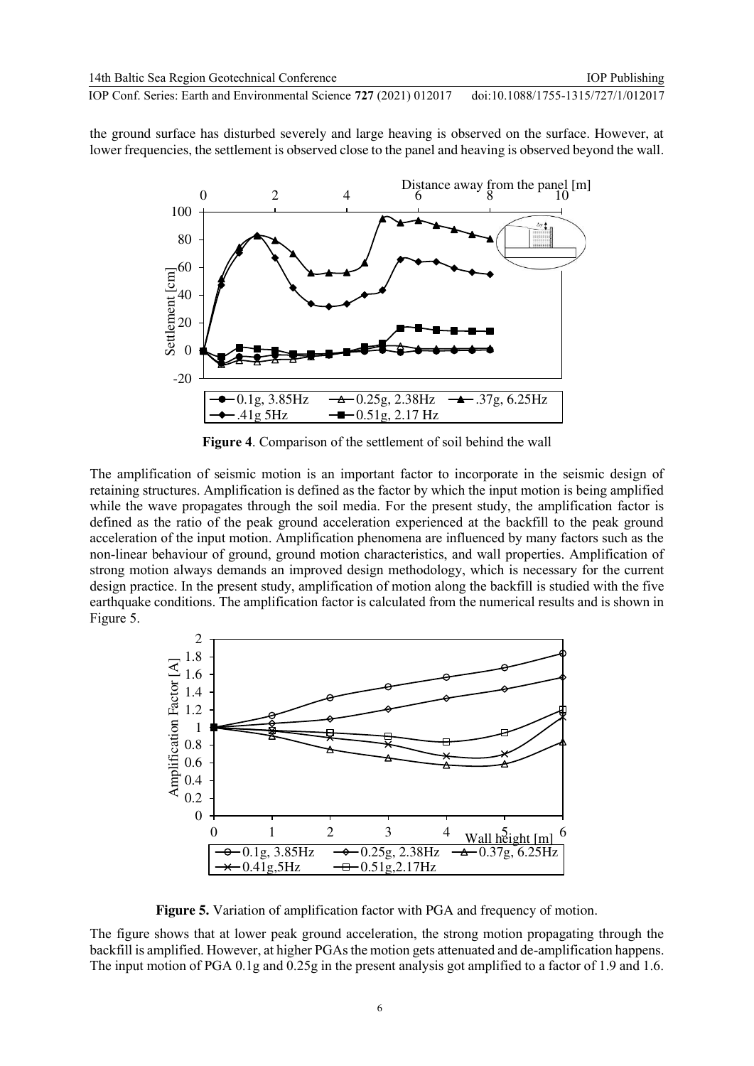the ground surface has disturbed severely and large heaving is observed on the surface. However, at lower frequencies, the settlement is observed close to the panel and heaving is observed beyond the wall.

**Figure 4**. Comparison of the settlement of soil behind the wall

The amplification of seismic motion is an important factor to incorporate in the seismic design of retaining structures. Amplification is defined as the factor by which the input motion is being amplified while the wave propagates through the soil media. For the present study, the amplification factor is defined as the ratio of the peak ground acceleration experienced at the backfill to the peak ground acceleration of the input motion. Amplification phenomena are influenced by many factors such as the non-linear behaviour of ground, ground motion characteristics, and wall properties. Amplification of strong motion always demands an improved design methodology, which is necessary for the current design practice. In the present study, amplification of motion along the backfill is studied with the five earthquake conditions. The amplification factor is calculated from the numerical results and is shown in Figure 5.

**Figure 5.** Variation of amplification factor with PGA and frequency of motion.

The figure shows that at lower peak ground acceleration, the strong motion propagating through the backfill is amplified. However, at higher PGAs the motion gets attenuated and de-amplification happens. The input motion of PGA 0.1g and 0.25g in the present analysis got amplified to a factor of 1.9 and 1.6.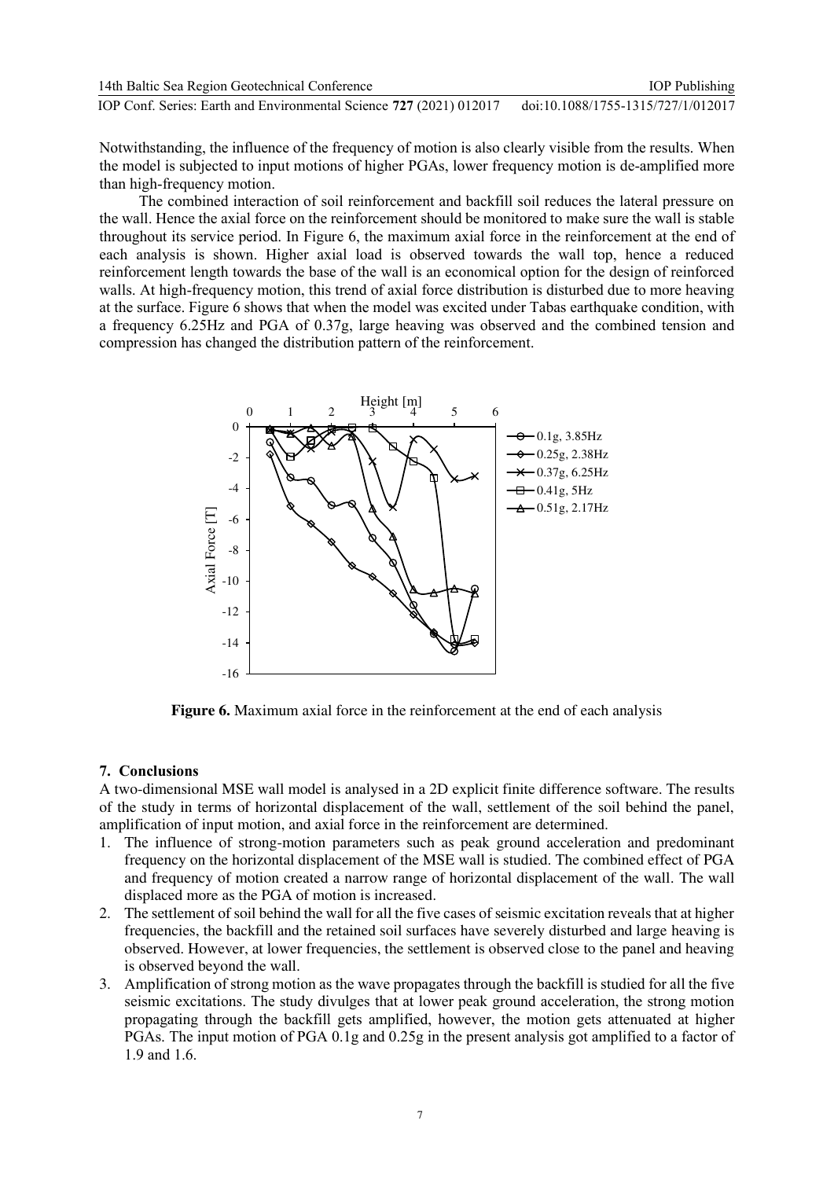Notwithstanding, the influence of the frequency of motion is also clearly visible from the results. When the model is subjected to input motions of higher PGAs, lower frequency motion is de-amplified more than high-frequency motion.

The combined interaction of soil reinforcement and backfill soil reduces the lateral pressure on the wall. Hence the axial force on the reinforcement should be monitored to make sure the wall is stable throughout its service period. In Figure 6, the maximum axial force in the reinforcement at the end of each analysis is shown. Higher axial load is observed towards the wall top, hence a reduced reinforcement length towards the base of the wall is an economical option for the design of reinforced walls. At high-frequency motion, this trend of axial force distribution is disturbed due to more heaving at the surface. Figure 6 shows that when the model was excited under Tabas earthquake condition, with a frequency 6.25Hz and PGA of 0.37g, large heaving was observed and the combined tension and compression has changed the distribution pattern of the reinforcement.

**Figure 6.** Maximum axial force in the reinforcement at the end of each analysis

## 7. Conclusions

A two-dimensional MSE wall model is analysed in a 2D explicit finite difference software. The results of the study in terms of horizontal displacement of the wall, settlement of the soil behind the panel, amplification of input motion, and axial force in the reinforcement are determined.

1. The influence of strong-motion parameters such as peak ground acceleration and predominant frequency on the horizontal displacement of the MSE wall is studied. The combined effect of PGA and frequency of motion created a narrow range of horizontal displacement of the wall. The wall displaced more as the PGA of motion is increased.
2. The settlement of soil behind the wall for all the five cases of seismic excitation reveals that at higher frequencies, the backfill and the retained soil surfaces have severely disturbed and large heaving is observed. However, at lower frequencies, the settlement is observed close to the panel and heaving is observed beyond the wall.
3. Amplification of strong motion as the wave propagates through the backfill is studied for all the five seismic excitations. The study divulges that at lower peak ground acceleration, the strong motion propagating through the backfill gets amplified, however, the motion gets attenuated at higher PGAs. The input motion of PGA 0.1g and 0.25g in the present analysis got amplified to a factor of 1.9 and 1.6.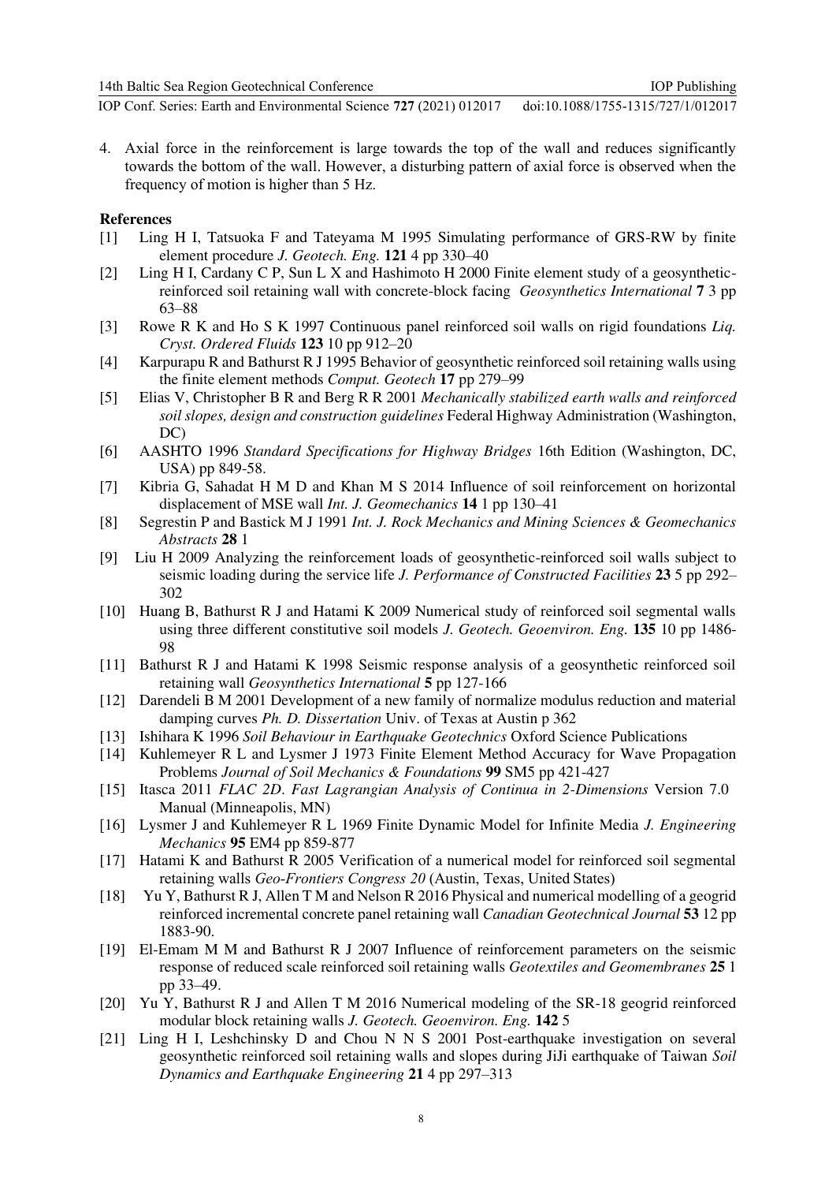4. Axial force in the reinforcement is large towards the top of the wall and reduces significantly towards the bottom of the wall. However, a disturbing pattern of axial force is observed when the frequency of motion is higher than 5 Hz.

**References**

[1] Ling H I, Tatsuoka F and Tateyama M 1995 Simulating performance of GRS-RW by finite element procedure *J. Geotech. Eng.* **121** 4 pp 330–40

[2] Ling H I, Cardany C P, Sun L X and Hashimoto H 2000 Finite element study of a geosynthetic-reinforced soil retaining wall with concrete-block facing *Geosynthetics International* **7** 3 pp 63–88

[3] Rowe R K and Ho S K 1997 Continuous panel reinforced soil walls on rigid foundations *Liq. Cryst. Ordered Fluids* **123** 10 pp 912–20

[4] Karpurapu R and Bathurst R J 1995 Behavior of geosynthetic reinforced soil retaining walls using the finite element methods *Comput. Geotech* **17** pp 279–99

[5] Elias V, Christopher B R and Berg R R 2001 *Mechanically stabilized earth walls and reinforced soil slopes, design and construction guidelines* Federal Highway Administration (Washington, DC)

[6] AASHTO 1996 *Standard Specifications for Highway Bridges* 16th Edition (Washington, DC, USA) pp 849-58.

[7] Kibria G, Sahadat H M D and Khan M S 2014 Influence of soil reinforcement on horizontal displacement of MSE wall *Int. J. Geomechanics* **14** 1 pp 130–41

[8] Segrestin P and Bastick M J 1991 *Int. J. Rock Mechanics and Mining Sciences & Geomechanics Abstracts* **28** 1

[9] Liu H 2009 Analyzing the reinforcement loads of geosynthetic-reinforced soil walls subject to seismic loading during the service life *J. Performance of Constructed Facilities* **23** 5 pp 292–302

[10] Huang B, Bathurst R J and Hatami K 2009 Numerical study of reinforced soil segmental walls using three different constitutive soil models *J. Geotech. Geoenviron. Eng.* **135** 10 pp 1486-98

[11] Bathurst R J and Hatami K 1998 Seismic response analysis of a geosynthetic reinforced soil retaining wall *Geosynthetics International* **5** pp 127-166

[12] Darendeli B M 2001 Development of a new family of normalize modulus reduction and material damping curves *Ph. D. Dissertation* Univ. of Texas at Austin p 362

[13] Ishihara K 1996 *Soil Behaviour in Earthquake Geotechnics* Oxford Science Publications

[14] Kuhlemeyer R L and Lysmer J 1973 Finite Element Method Accuracy for Wave Propagation Problems *Journal of Soil Mechanics & Foundations* **99** SM5 pp 421-427

[15] Itasca 2011 *FLAC 2D. Fast Lagrangian Analysis of Continua in 2-Dimensions* Version 7.0 Manual (Minneapolis, MN)

[16] Lysmer J and Kuhlemeyer R L 1969 Finite Dynamic Model for Infinite Media *J. Engineering Mechanics* **95** EM4 pp 859-877

[17] Hatami K and Bathurst R 2005 Verification of a numerical model for reinforced soil segmental retaining walls *Geo-Frontiers Congress 20* (Austin, Texas, United States)

[18] Yu Y, Bathurst R J, Allen T M and Nelson R 2016 Physical and numerical modelling of a geogrid reinforced incremental concrete panel retaining wall *Canadian Geotechnical Journal* **53** 12 pp 1883-90.

[19] El-Emam M M and Bathurst R J 2007 Influence of reinforcement parameters on the seismic response of reduced scale reinforced soil retaining walls *Geotextiles and Geomembranes* **25** 1 pp 33–49.

[20] Yu Y, Bathurst R J and Allen T M 2016 Numerical modeling of the SR-18 geogrid reinforced modular block retaining walls *J. Geotech. Geoenviron. Eng.* **142** 5

[21] Ling H I, Leshchinsky D and Chou N N S 2001 Post-earthquake investigation on several geosynthetic reinforced soil retaining walls and slopes during JiJi earthquake of Taiwan *Soil Dynamics and Earthquake Engineering* **21** 4 pp 297–313